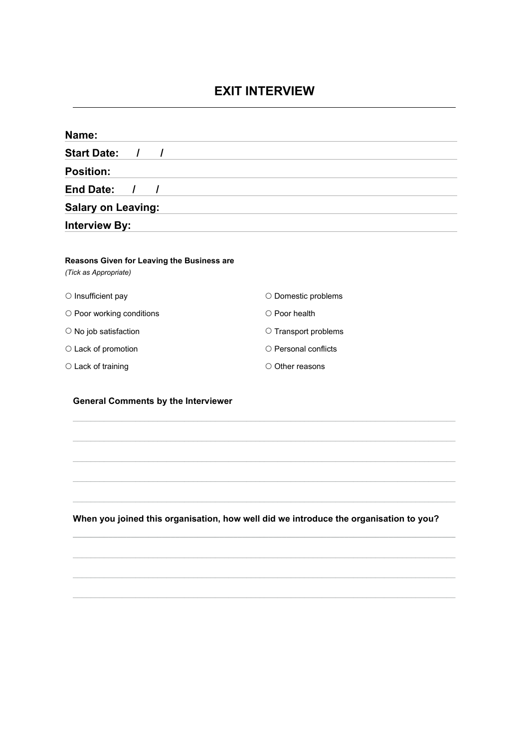# EXIT INTERVIEW

**Name:**

**Start Date: / /**

**Position:**

**End Date: / /**

**Salary on Leaving:**

**Interview By:**

**Reasons Given for Leaving the Business are**

*(Tick as Appropriate)*

- ○ Insufficient pay
- ○ Poor working conditions
- ○ No job satisfaction
- ○ Lack of promotion
- ○ Lack of training
- ○ Domestic problems
- ○ Poor health
- ○ Transport problems
- ○ Personal conflicts
- ○ Other reasons

**General Comments by the Interviewer**

**When you joined this organisation, how well did we introduce the organisation to you?**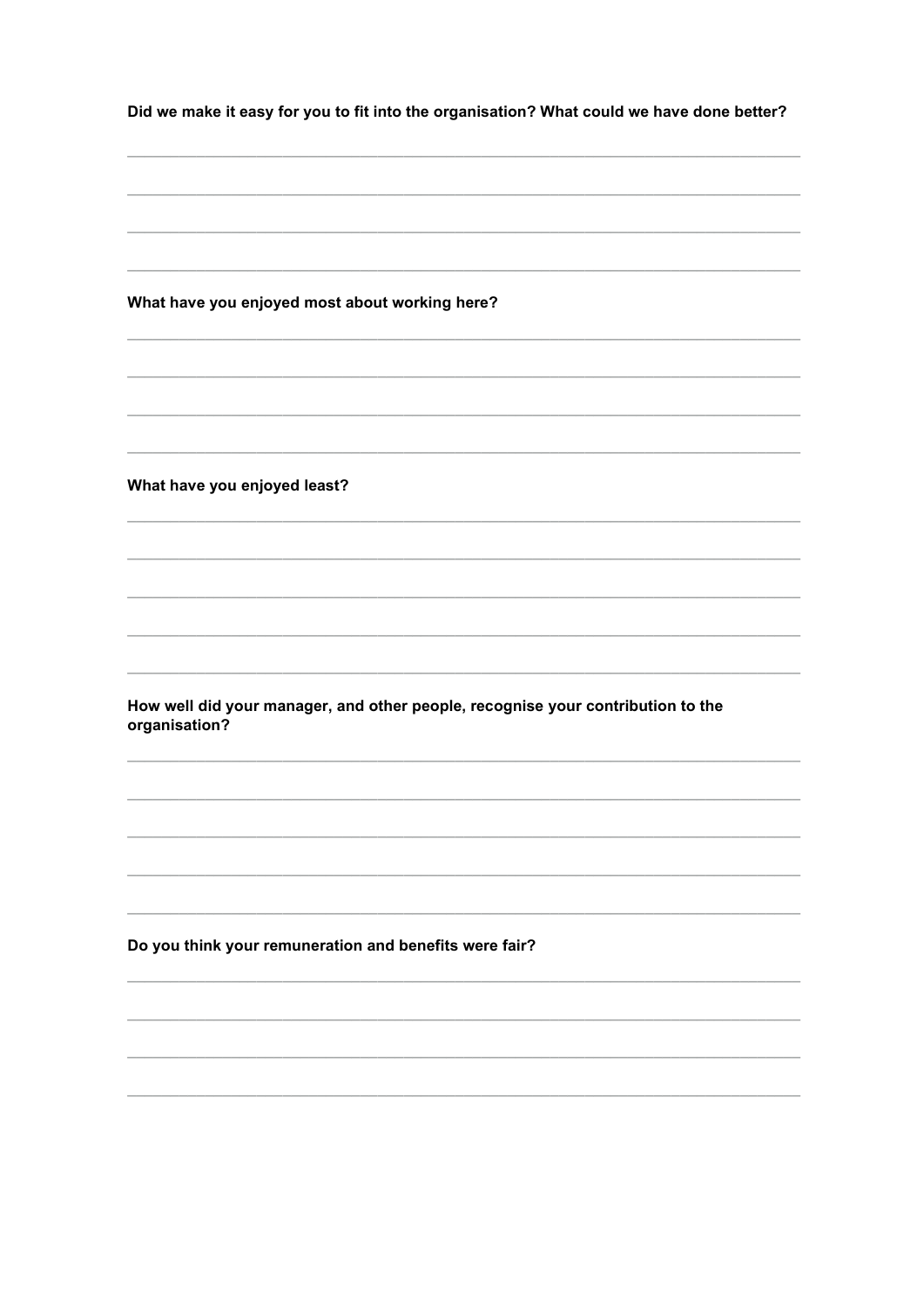**Did we make it easy for you to fit into the organisation? What could we have done better?**

**What have you enjoyed most about working here?**

**What have you enjoyed least?**

**How well did your manager, and other people, recognise your contribution to the organisation?**

**Do you think your remuneration and benefits were fair?**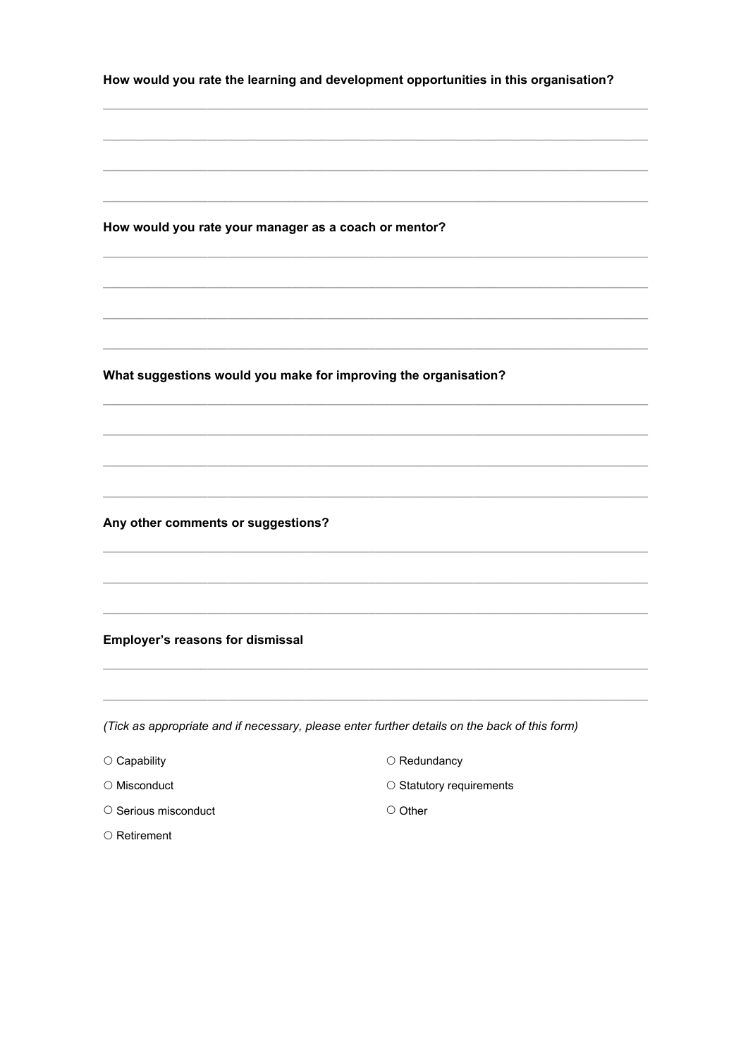**How would you rate the learning and development opportunities in this organisation?**

\_\_\_\_\_\_\_\_\_\_\_\_\_\_\_\_\_\_\_\_\_\_\_\_\_\_\_\_\_\_\_\_\_\_\_\_\_\_\_\_\_\_\_\_\_\_\_\_\_\_\_\_\_\_\_\_\_\_\_\_\_\_\_\_\_\_\_\_\_\_\_\_\_\_\_\_\_\_

\_\_\_\_\_\_\_\_\_\_\_\_\_\_\_\_\_\_\_\_\_\_\_\_\_\_\_\_\_\_\_\_\_\_\_\_\_\_\_\_\_\_\_\_\_\_\_\_\_\_\_\_\_\_\_\_\_\_\_\_\_\_\_\_\_\_\_\_\_\_\_\_\_\_\_\_\_\_

\_\_\_\_\_\_\_\_\_\_\_\_\_\_\_\_\_\_\_\_\_\_\_\_\_\_\_\_\_\_\_\_\_\_\_\_\_\_\_\_\_\_\_\_\_\_\_\_\_\_\_\_\_\_\_\_\_\_\_\_\_\_\_\_\_\_\_\_\_\_\_\_\_\_\_\_\_\_

\_\_\_\_\_\_\_\_\_\_\_\_\_\_\_\_\_\_\_\_\_\_\_\_\_\_\_\_\_\_\_\_\_\_\_\_\_\_\_\_\_\_\_\_\_\_\_\_\_\_\_\_\_\_\_\_\_\_\_\_\_\_\_\_\_\_\_\_\_\_\_\_\_\_\_\_\_\_

**How would you rate your manager as a coach or mentor?**

\_\_\_\_\_\_\_\_\_\_\_\_\_\_\_\_\_\_\_\_\_\_\_\_\_\_\_\_\_\_\_\_\_\_\_\_\_\_\_\_\_\_\_\_\_\_\_\_\_\_\_\_\_\_\_\_\_\_\_\_\_\_\_\_\_\_\_\_\_\_\_\_\_\_\_\_\_\_

\_\_\_\_\_\_\_\_\_\_\_\_\_\_\_\_\_\_\_\_\_\_\_\_\_\_\_\_\_\_\_\_\_\_\_\_\_\_\_\_\_\_\_\_\_\_\_\_\_\_\_\_\_\_\_\_\_\_\_\_\_\_\_\_\_\_\_\_\_\_\_\_\_\_\_\_\_\_

\_\_\_\_\_\_\_\_\_\_\_\_\_\_\_\_\_\_\_\_\_\_\_\_\_\_\_\_\_\_\_\_\_\_\_\_\_\_\_\_\_\_\_\_\_\_\_\_\_\_\_\_\_\_\_\_\_\_\_\_\_\_\_\_\_\_\_\_\_\_\_\_\_\_\_\_\_\_

\_\_\_\_\_\_\_\_\_\_\_\_\_\_\_\_\_\_\_\_\_\_\_\_\_\_\_\_\_\_\_\_\_\_\_\_\_\_\_\_\_\_\_\_\_\_\_\_\_\_\_\_\_\_\_\_\_\_\_\_\_\_\_\_\_\_\_\_\_\_\_\_\_\_\_\_\_\_

**What suggestions would you make for improving the organisation?**

\_\_\_\_\_\_\_\_\_\_\_\_\_\_\_\_\_\_\_\_\_\_\_\_\_\_\_\_\_\_\_\_\_\_\_\_\_\_\_\_\_\_\_\_\_\_\_\_\_\_\_\_\_\_\_\_\_\_\_\_\_\_\_\_\_\_\_\_\_\_\_\_\_\_\_\_\_\_

\_\_\_\_\_\_\_\_\_\_\_\_\_\_\_\_\_\_\_\_\_\_\_\_\_\_\_\_\_\_\_\_\_\_\_\_\_\_\_\_\_\_\_\_\_\_\_\_\_\_\_\_\_\_\_\_\_\_\_\_\_\_\_\_\_\_\_\_\_\_\_\_\_\_\_\_\_\_

\_\_\_\_\_\_\_\_\_\_\_\_\_\_\_\_\_\_\_\_\_\_\_\_\_\_\_\_\_\_\_\_\_\_\_\_\_\_\_\_\_\_\_\_\_\_\_\_\_\_\_\_\_\_\_\_\_\_\_\_\_\_\_\_\_\_\_\_\_\_\_\_\_\_\_\_\_\_

\_\_\_\_\_\_\_\_\_\_\_\_\_\_\_\_\_\_\_\_\_\_\_\_\_\_\_\_\_\_\_\_\_\_\_\_\_\_\_\_\_\_\_\_\_\_\_\_\_\_\_\_\_\_\_\_\_\_\_\_\_\_\_\_\_\_\_\_\_\_\_\_\_\_\_\_\_\_

**Any other comments or suggestions?**

\_\_\_\_\_\_\_\_\_\_\_\_\_\_\_\_\_\_\_\_\_\_\_\_\_\_\_\_\_\_\_\_\_\_\_\_\_\_\_\_\_\_\_\_\_\_\_\_\_\_\_\_\_\_\_\_\_\_\_\_\_\_\_\_\_\_\_\_\_\_\_\_\_\_\_\_\_\_

\_\_\_\_\_\_\_\_\_\_\_\_\_\_\_\_\_\_\_\_\_\_\_\_\_\_\_\_\_\_\_\_\_\_\_\_\_\_\_\_\_\_\_\_\_\_\_\_\_\_\_\_\_\_\_\_\_\_\_\_\_\_\_\_\_\_\_\_\_\_\_\_\_\_\_\_\_\_

\_\_\_\_\_\_\_\_\_\_\_\_\_\_\_\_\_\_\_\_\_\_\_\_\_\_\_\_\_\_\_\_\_\_\_\_\_\_\_\_\_\_\_\_\_\_\_\_\_\_\_\_\_\_\_\_\_\_\_\_\_\_\_\_\_\_\_\_\_\_\_\_\_\_\_\_\_\_

**Employer's reasons for dismissal**

\_\_\_\_\_\_\_\_\_\_\_\_\_\_\_\_\_\_\_\_\_\_\_\_\_\_\_\_\_\_\_\_\_\_\_\_\_\_\_\_\_\_\_\_\_\_\_\_\_\_\_\_\_\_\_\_\_\_\_\_\_\_\_\_\_\_\_\_\_\_\_\_\_\_\_\_\_\_

\_\_\_\_\_\_\_\_\_\_\_\_\_\_\_\_\_\_\_\_\_\_\_\_\_\_\_\_\_\_\_\_\_\_\_\_\_\_\_\_\_\_\_\_\_\_\_\_\_\_\_\_\_\_\_\_\_\_\_\_\_\_\_\_\_\_\_\_\_\_\_\_\_\_\_\_\_\_

*(Tick as appropriate and if necessary, please enter further details on the back of this form)*

- ○ Capability
- ○ Misconduct
- ○ Serious misconduct
- ○ Retirement
- ○ Redundancy
- ○ Statutory requirements
- ○ Other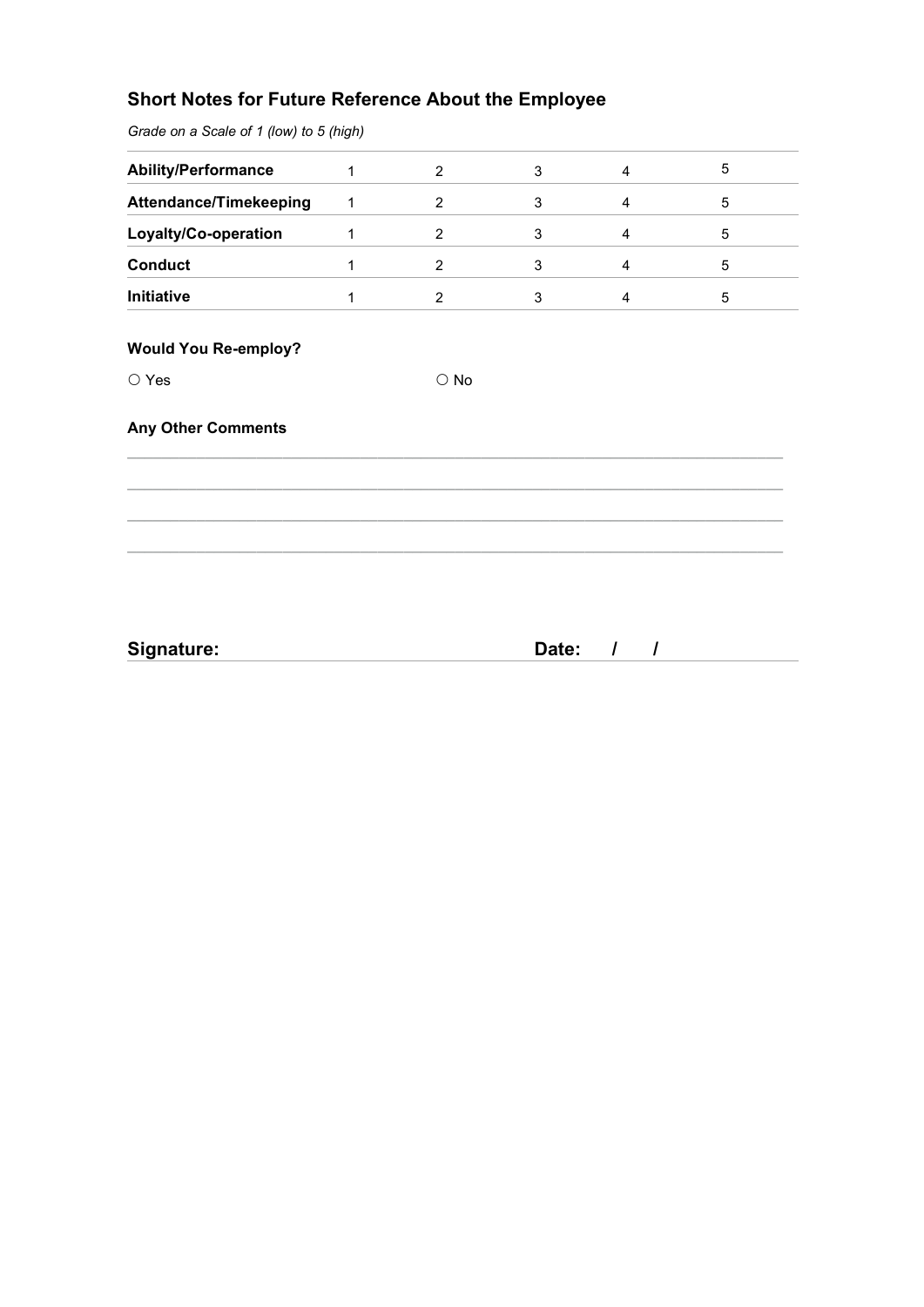## Short Notes for Future Reference About the Employee

*Grade on a Scale of 1 (low) to 5 (high)*

| | | | | | |
|---|---|---|---|---|---|
| **Ability/Performance** | 1 | 2 | 3 | 4 | 5 |
| **Attendance/Timekeeping** | 1 | 2 | 3 | 4 | 5 |
| **Loyalty/Co-operation** | 1 | 2 | 3 | 4 | 5 |
| **Conduct** | 1 | 2 | 3 | 4 | 5 |
| **Initiative** | 1 | 2 | 3 | 4 | 5 |

### Would You Re-employ?

○ Yes ○ No

### Any Other Comments

________________________________________________________________________________

________________________________________________________________________________

________________________________________________________________________________

________________________________________________________________________________

**Signature:** **Date: / /**